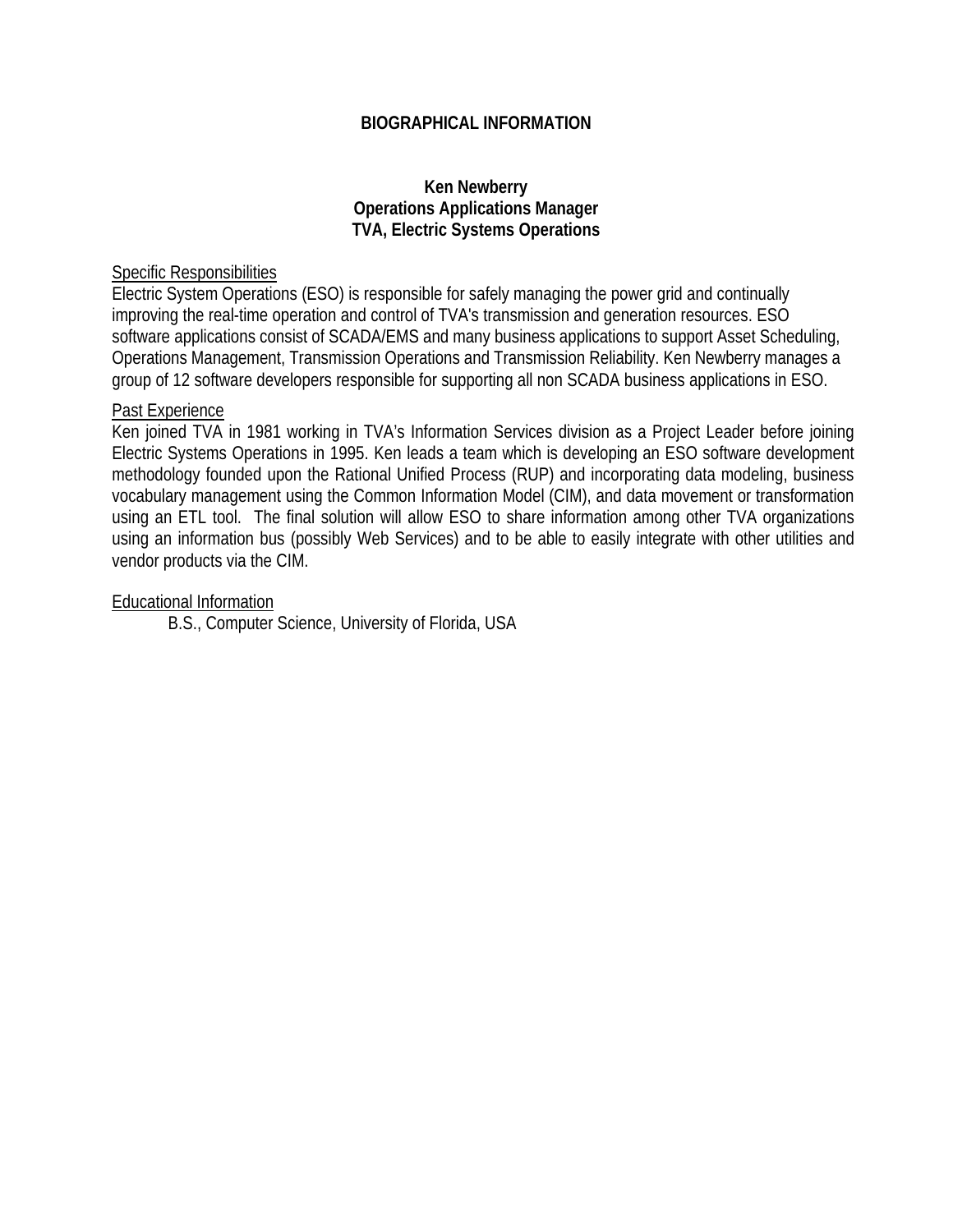# BIOGRAPHICAL INFORMATION

## Ken Newberry
## Operations Applications Manager
## TVA, Electric Systems Operations

Specific Responsibilities

Electric System Operations (ESO) is responsible for safely managing the power grid and continually improving the real-time operation and control of TVA's transmission and generation resources. ESO software applications consist of SCADA/EMS and many business applications to support Asset Scheduling, Operations Management, Transmission Operations and Transmission Reliability. Ken Newberry manages a group of 12 software developers responsible for supporting all non SCADA business applications in ESO.

Past Experience

Ken joined TVA in 1981 working in TVA's Information Services division as a Project Leader before joining Electric Systems Operations in 1995. Ken leads a team which is developing an ESO software development methodology founded upon the Rational Unified Process (RUP) and incorporating data modeling, business vocabulary management using the Common Information Model (CIM), and data movement or transformation using an ETL tool. The final solution will allow ESO to share information among other TVA organizations using an information bus (possibly Web Services) and to be able to easily integrate with other utilities and vendor products via the CIM.

Educational Information

B.S., Computer Science, University of Florida, USA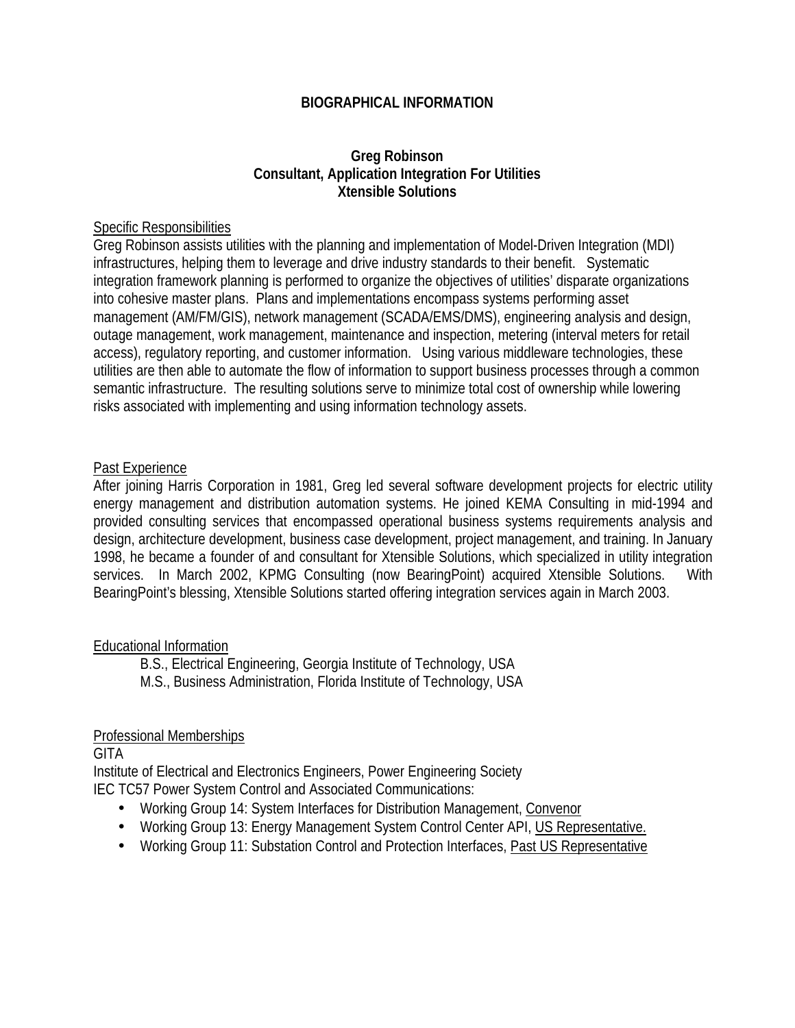# BIOGRAPHICAL INFORMATION

**Greg Robinson**
**Consultant, Application Integration For Utilities**
**Xtensible Solutions**

Specific Responsibilities

Greg Robinson assists utilities with the planning and implementation of Model-Driven Integration (MDI) infrastructures, helping them to leverage and drive industry standards to their benefit. Systematic integration framework planning is performed to organize the objectives of utilities' disparate organizations into cohesive master plans. Plans and implementations encompass systems performing asset management (AM/FM/GIS), network management (SCADA/EMS/DMS), engineering analysis and design, outage management, work management, maintenance and inspection, metering (interval meters for retail access), regulatory reporting, and customer information. Using various middleware technologies, these utilities are then able to automate the flow of information to support business processes through a common semantic infrastructure. The resulting solutions serve to minimize total cost of ownership while lowering risks associated with implementing and using information technology assets.

Past Experience

After joining Harris Corporation in 1981, Greg led several software development projects for electric utility energy management and distribution automation systems. He joined KEMA Consulting in mid-1994 and provided consulting services that encompassed operational business systems requirements analysis and design, architecture development, business case development, project management, and training. In January 1998, he became a founder of and consultant for Xtensible Solutions, which specialized in utility integration services. In March 2002, KPMG Consulting (now BearingPoint) acquired Xtensible Solutions. With BearingPoint's blessing, Xtensible Solutions started offering integration services again in March 2003.

Educational Information

B.S., Electrical Engineering, Georgia Institute of Technology, USA
M.S., Business Administration, Florida Institute of Technology, USA

Professional Memberships

GITA
Institute of Electrical and Electronics Engineers, Power Engineering Society
IEC TC57 Power System Control and Associated Communications:

- Working Group 14: System Interfaces for Distribution Management, Convenor
- Working Group 13: Energy Management System Control Center API, US Representative.
- Working Group 11: Substation Control and Protection Interfaces, Past US Representative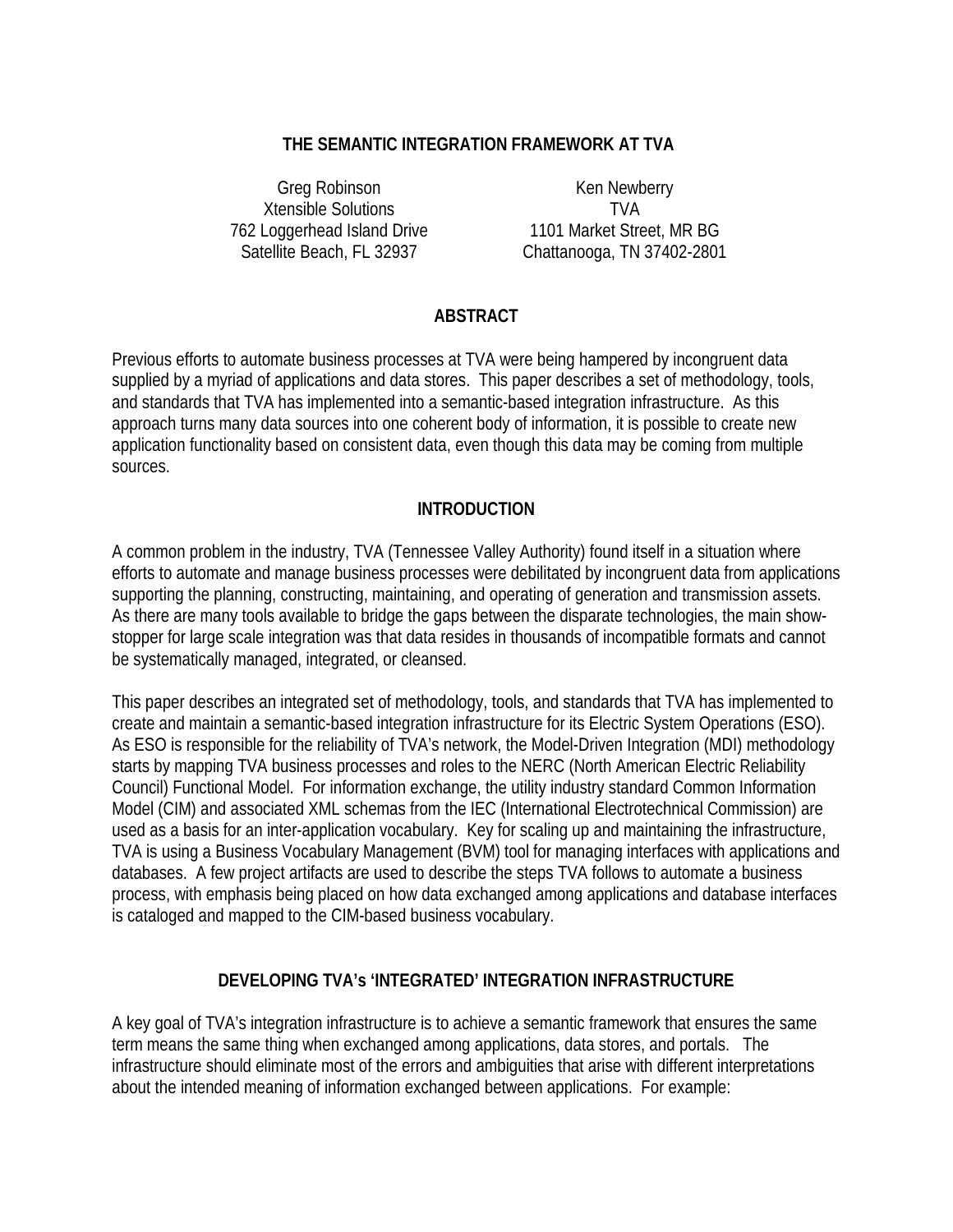# THE SEMANTIC INTEGRATION FRAMEWORK AT TVA

Greg Robinson
Xtensible Solutions
762 Loggerhead Island Drive
Satellite Beach, FL 32937

Ken Newberry
TVA
1101 Market Street, MR BG
Chattanooga, TN 37402-2801

## ABSTRACT

Previous efforts to automate business processes at TVA were being hampered by incongruent data supplied by a myriad of applications and data stores. This paper describes a set of methodology, tools, and standards that TVA has implemented into a semantic-based integration infrastructure. As this approach turns many data sources into one coherent body of information, it is possible to create new application functionality based on consistent data, even though this data may be coming from multiple sources.

## INTRODUCTION

A common problem in the industry, TVA (Tennessee Valley Authority) found itself in a situation where efforts to automate and manage business processes were debilitated by incongruent data from applications supporting the planning, constructing, maintaining, and operating of generation and transmission assets. As there are many tools available to bridge the gaps between the disparate technologies, the main show-stopper for large scale integration was that data resides in thousands of incompatible formats and cannot be systematically managed, integrated, or cleansed.

This paper describes an integrated set of methodology, tools, and standards that TVA has implemented to create and maintain a semantic-based integration infrastructure for its Electric System Operations (ESO). As ESO is responsible for the reliability of TVA's network, the Model-Driven Integration (MDI) methodology starts by mapping TVA business processes and roles to the NERC (North American Electric Reliability Council) Functional Model. For information exchange, the utility industry standard Common Information Model (CIM) and associated XML schemas from the IEC (International Electrotechnical Commission) are used as a basis for an inter-application vocabulary. Key for scaling up and maintaining the infrastructure, TVA is using a Business Vocabulary Management (BVM) tool for managing interfaces with applications and databases. A few project artifacts are used to describe the steps TVA follows to automate a business process, with emphasis being placed on how data exchanged among applications and database interfaces is cataloged and mapped to the CIM-based business vocabulary.

## DEVELOPING TVA's 'INTEGRATED' INTEGRATION INFRASTRUCTURE

A key goal of TVA's integration infrastructure is to achieve a semantic framework that ensures the same term means the same thing when exchanged among applications, data stores, and portals. The infrastructure should eliminate most of the errors and ambiguities that arise with different interpretations about the intended meaning of information exchanged between applications. For example: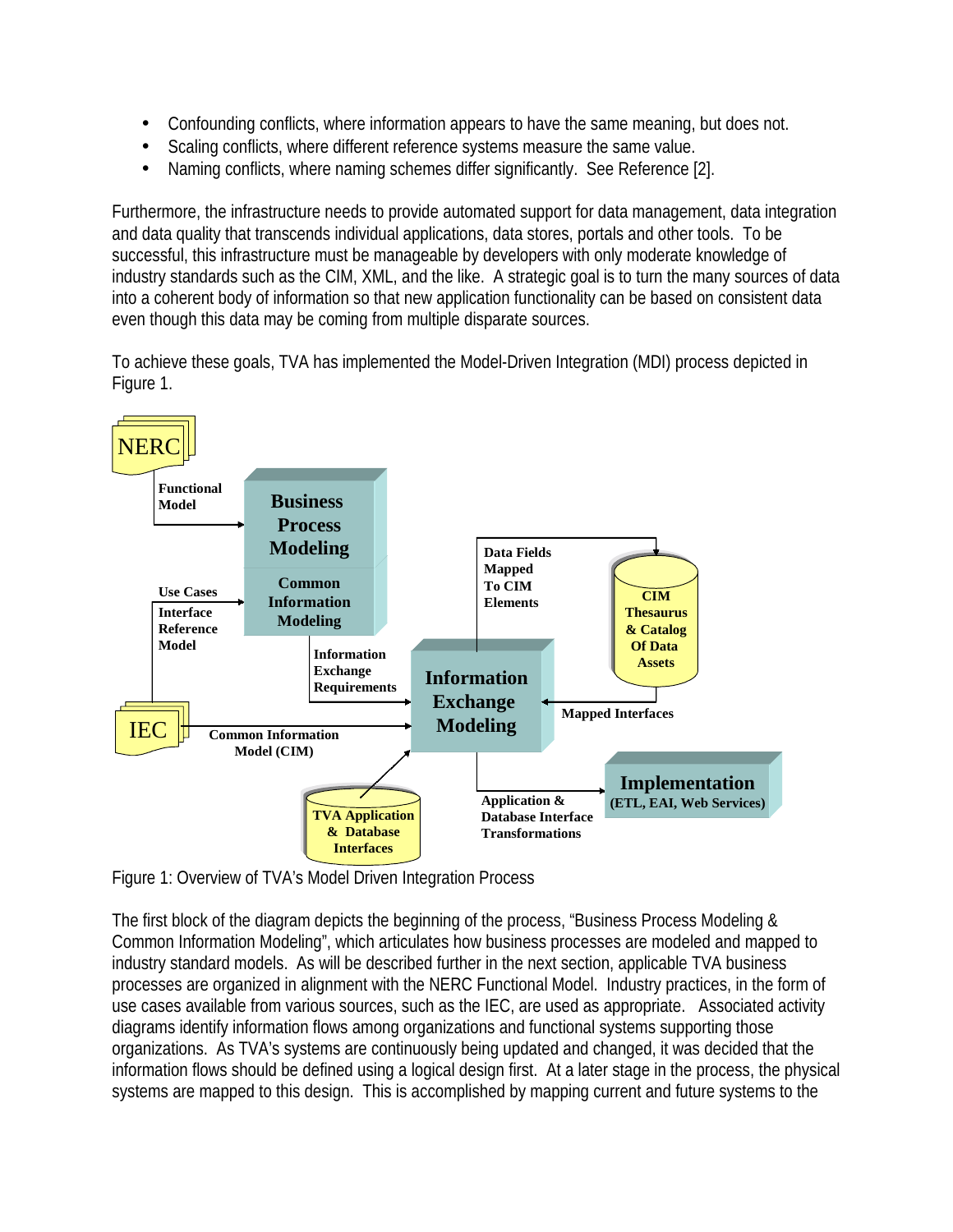- Confounding conflicts, where information appears to have the same meaning, but does not.
- Scaling conflicts, where different reference systems measure the same value.
- Naming conflicts, where naming schemes differ significantly. See Reference [2].

Furthermore, the infrastructure needs to provide automated support for data management, data integration and data quality that transcends individual applications, data stores, portals and other tools. To be successful, this infrastructure must be manageable by developers with only moderate knowledge of industry standards such as the CIM, XML, and the like. A strategic goal is to turn the many sources of data into a coherent body of information so that new application functionality can be based on consistent data even though this data may be coming from multiple disparate sources.

To achieve these goals, TVA has implemented the Model-Driven Integration (MDI) process depicted in Figure 1.

Figure 1: Overview of TVA's Model Driven Integration Process

The first block of the diagram depicts the beginning of the process, "Business Process Modeling & Common Information Modeling", which articulates how business processes are modeled and mapped to industry standard models. As will be described further in the next section, applicable TVA business processes are organized in alignment with the NERC Functional Model. Industry practices, in the form of use cases available from various sources, such as the IEC, are used as appropriate. Associated activity diagrams identify information flows among organizations and functional systems supporting those organizations. As TVA's systems are continuously being updated and changed, it was decided that the information flows should be defined using a logical design first. At a later stage in the process, the physical systems are mapped to this design. This is accomplished by mapping current and future systems to the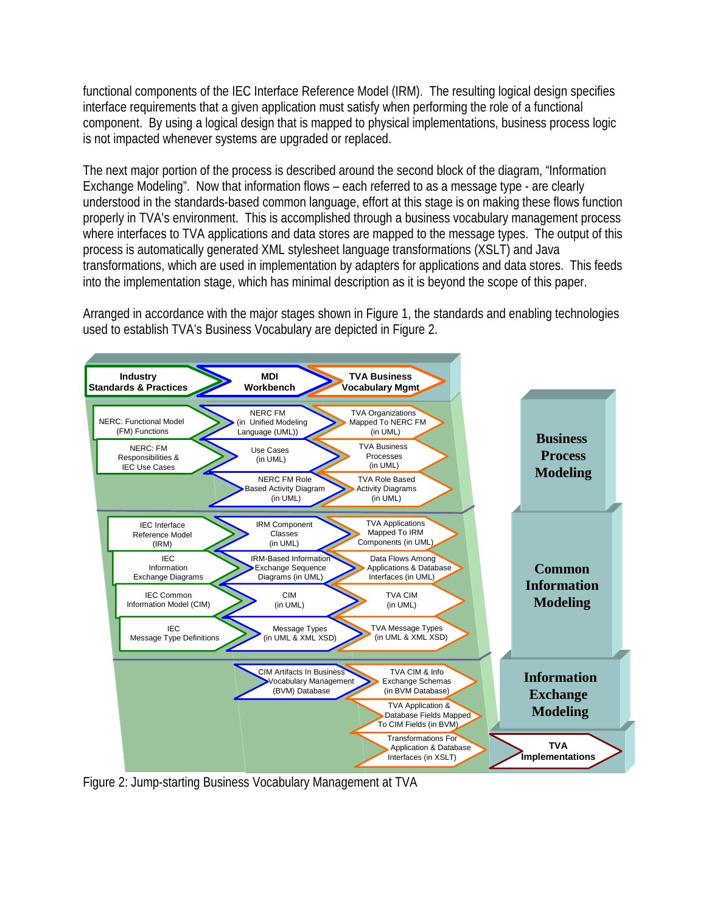functional components of the IEC Interface Reference Model (IRM). The resulting logical design specifies interface requirements that a given application must satisfy when performing the role of a functional component. By using a logical design that is mapped to physical implementations, business process logic is not impacted whenever systems are upgraded or replaced.

The next major portion of the process is described around the second block of the diagram, "Information Exchange Modeling". Now that information flows – each referred to as a message type - are clearly understood in the standards-based common language, effort at this stage is on making these flows function properly in TVA's environment. This is accomplished through a business vocabulary management process where interfaces to TVA applications and data stores are mapped to the message types. The output of this process is automatically generated XML stylesheet language transformations (XSLT) and Java transformations, which are used in implementation by adapters for applications and data stores. This feeds into the implementation stage, which has minimal description as it is beyond the scope of this paper.

Arranged in accordance with the major stages shown in Figure 1, the standards and enabling technologies used to establish TVA's Business Vocabulary are depicted in Figure 2.

| Industry Standards & Practices | MDI Workbench | TVA Business Vocabulary Mgmt | Stage |
|---|---|---|---|
| NERC: Functional Model (FM) Functions | NERC FM (in Unified Modeling Language (UML)) | TVA Organizations Mapped To NERC FM (in UML) | Business Process Modeling |
| NERC: FM Responsibilities & IEC Use Cases | Use Cases (in UML) | TVA Business Processes (in UML) | |
| | NERC FM Role Based Activity Diagram (in UML) | TVA Role Based Activity Diagrams (in UML) | |
| IEC Interface Reference Model (IRM) | IRM Component Classes (in UML) | TVA Applications Mapped To IRM Components (in UML) | Common Information Modeling |
| IEC Information Exchange Diagrams | IRM-Based Information Exchange Sequence Diagrams (in UML) | Data Flows Among Applications & Database Interfaces (in UML) | |
| IEC Common Information Model (CIM) | CIM (in UML) | TVA CIM (in UML) | |
| IEC Message Type Definitions | Message Types (in UML & XML XSD) | TVA Message Types (in UML & XML XSD) | |
| | CIM Artifacts In Business Vocabulary Management (BVM) Database | TVA CIM & Info Exchange Schemas (in BVM Database) | Information Exchange Modeling |
| | | TVA Application & Database Fields Mapped To CIM Fields (in BVM) | |
| | | Transformations For Application & Database Interfaces (in XSLT) | TVA Implementations |

Figure 2: Jump-starting Business Vocabulary Management at TVA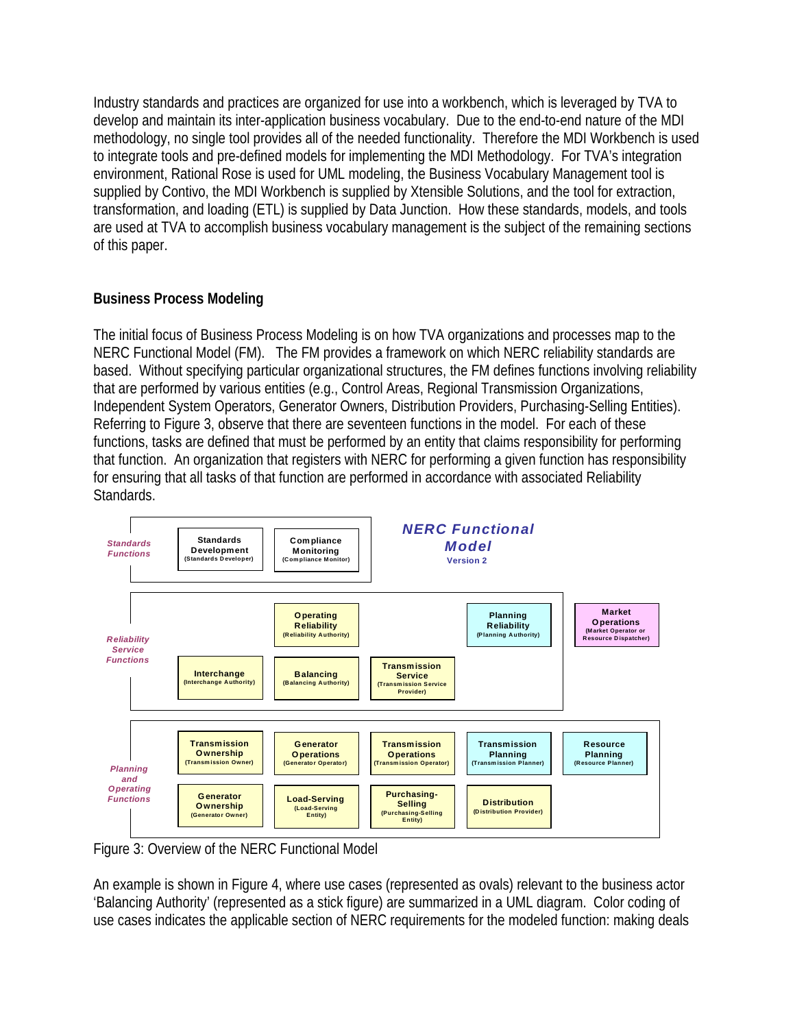Industry standards and practices are organized for use into a workbench, which is leveraged by TVA to develop and maintain its inter-application business vocabulary. Due to the end-to-end nature of the MDI methodology, no single tool provides all of the needed functionality. Therefore the MDI Workbench is used to integrate tools and pre-defined models for implementing the MDI Methodology. For TVA's integration environment, Rational Rose is used for UML modeling, the Business Vocabulary Management tool is supplied by Contivo, the MDI Workbench is supplied by Xtensible Solutions, and the tool for extraction, transformation, and loading (ETL) is supplied by Data Junction. How these standards, models, and tools are used at TVA to accomplish business vocabulary management is the subject of the remaining sections of this paper.

## Business Process Modeling

The initial focus of Business Process Modeling is on how TVA organizations and processes map to the NERC Functional Model (FM). The FM provides a framework on which NERC reliability standards are based. Without specifying particular organizational structures, the FM defines functions involving reliability that are performed by various entities (e.g., Control Areas, Regional Transmission Organizations, Independent System Operators, Generator Owners, Distribution Providers, Purchasing-Selling Entities). Referring to Figure 3, observe that there are seventeen functions in the model. For each of these functions, tasks are defined that must be performed by an entity that claims responsibility for performing that function. An organization that registers with NERC for performing a given function has responsibility for ensuring that all tasks of that function are performed in accordance with associated Reliability Standards.

**NERC Functional Model** Version 2

*Standards Functions*
- Standards Development (Standards Developer)
- Compliance Monitoring (Compliance Monitor)

*Reliability Service Functions*
- Operating Reliability (Reliability Authority)
- Planning Reliability (Planning Authority)
- Interchange (Interchange Authority)
- Balancing (Balancing Authority)
- Transmission Service (Transmission Service Provider)

Market Operations (Market Operator or Resource Dispatcher)

*Planning and Operating Functions*
- Transmission Ownership (Transmission Owner)
- Generator Operations (Generator Operator)
- Transmission Operations (Transmission Operator)
- Transmission Planning (Transmission Planner)
- Resource Planning (Resource Planner)
- Generator Ownership (Generator Owner)
- Load-Serving (Load-Serving Entity)
- Purchasing-Selling (Purchasing-Selling Entity)
- Distribution (Distribution Provider)

Figure 3: Overview of the NERC Functional Model

An example is shown in Figure 4, where use cases (represented as ovals) relevant to the business actor 'Balancing Authority' (represented as a stick figure) are summarized in a UML diagram. Color coding of use cases indicates the applicable section of NERC requirements for the modeled function: making deals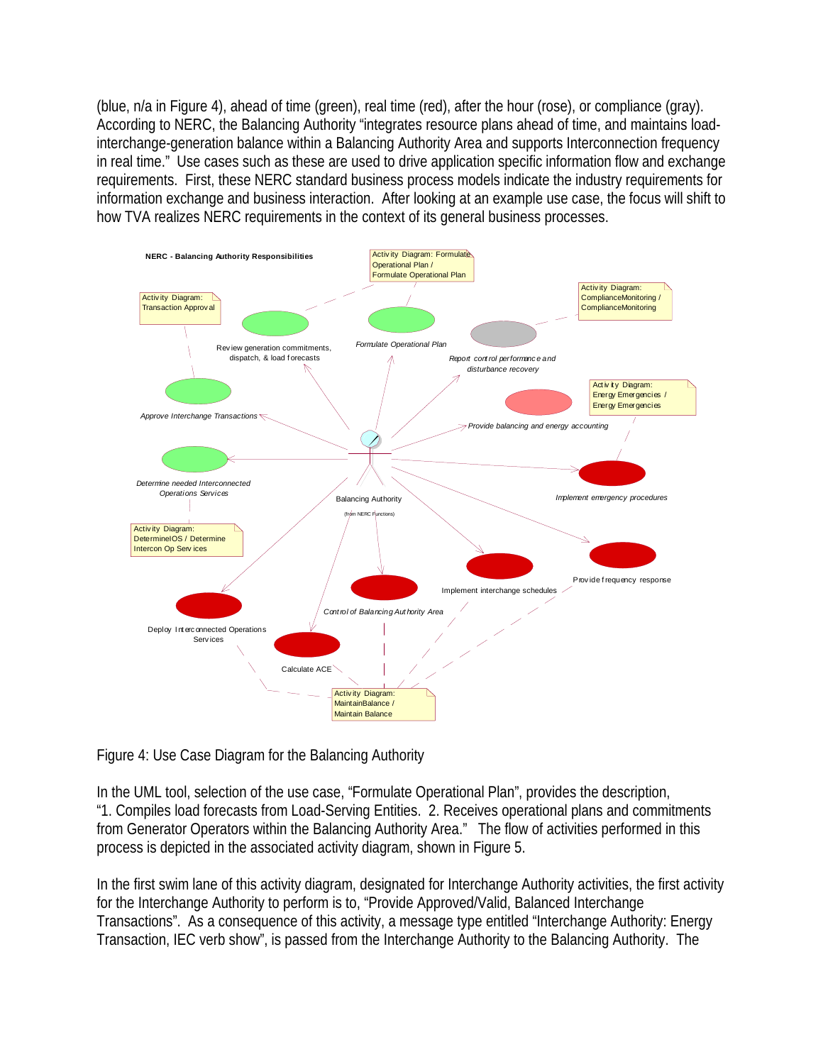(blue, n/a in Figure 4), ahead of time (green), real time (red), after the hour (rose), or compliance (gray). According to NERC, the Balancing Authority "integrates resource plans ahead of time, and maintains load-interchange-generation balance within a Balancing Authority Area and supports Interconnection frequency in real time." Use cases such as these are used to drive application specific information flow and exchange requirements. First, these NERC standard business process models indicate the industry requirements for information exchange and business interaction. After looking at an example use case, the focus will shift to how TVA realizes NERC requirements in the context of its general business processes.

Figure 4: Use Case Diagram for the Balancing Authority

In the UML tool, selection of the use case, "Formulate Operational Plan", provides the description, "1. Compiles load forecasts from Load-Serving Entities. 2. Receives operational plans and commitments from Generator Operators within the Balancing Authority Area." The flow of activities performed in this process is depicted in the associated activity diagram, shown in Figure 5.

In the first swim lane of this activity diagram, designated for Interchange Authority activities, the first activity for the Interchange Authority to perform is to, "Provide Approved/Valid, Balanced Interchange Transactions". As a consequence of this activity, a message type entitled "Interchange Authority: Energy Transaction, IEC verb show", is passed from the Interchange Authority to the Balancing Authority. The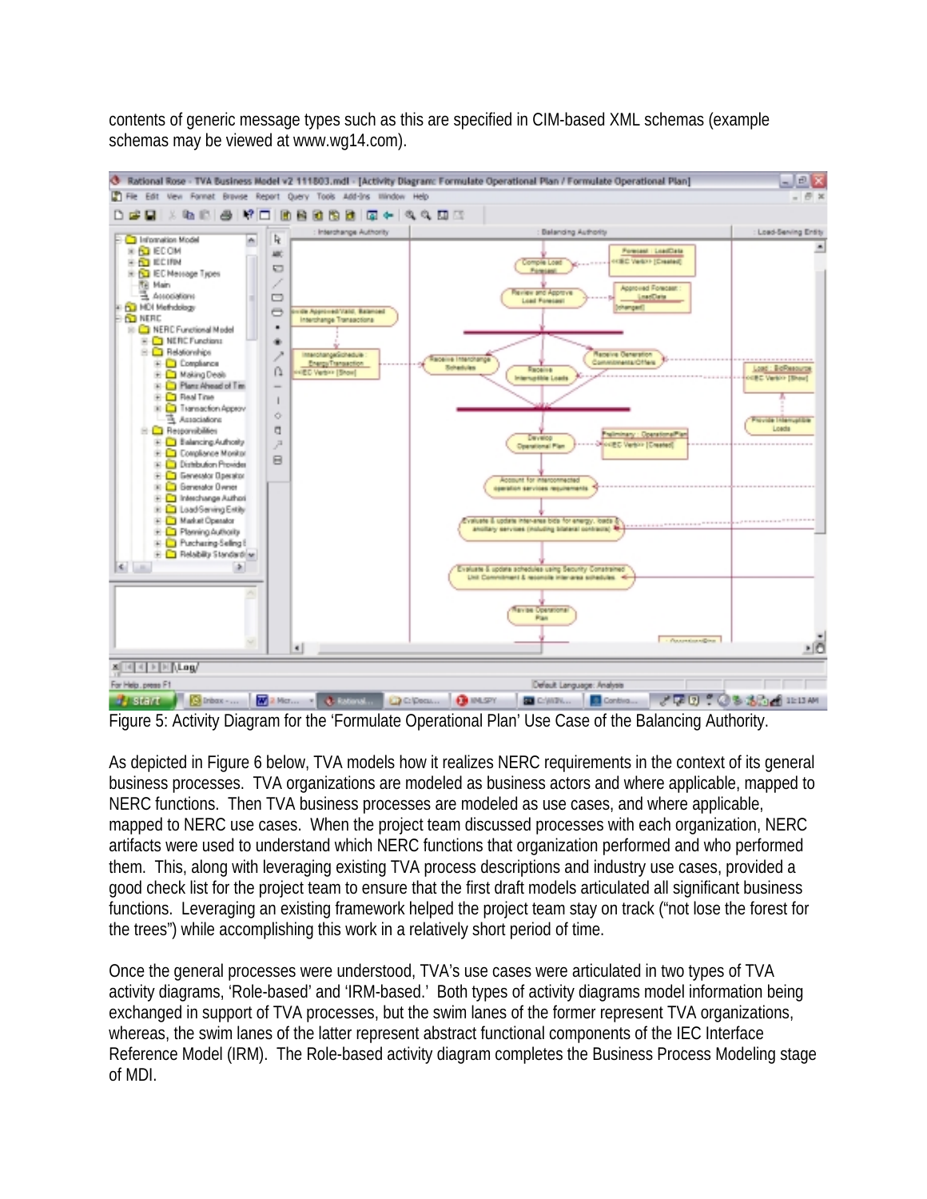contents of generic message types such as this are specified in CIM-based XML schemas (example schemas may be viewed at www.wg14.com).

Figure 5: Activity Diagram for the 'Formulate Operational Plan' Use Case of the Balancing Authority.

As depicted in Figure 6 below, TVA models how it realizes NERC requirements in the context of its general business processes. TVA organizations are modeled as business actors and where applicable, mapped to NERC functions. Then TVA business processes are modeled as use cases, and where applicable, mapped to NERC use cases. When the project team discussed processes with each organization, NERC artifacts were used to understand which NERC functions that organization performed and who performed them. This, along with leveraging existing TVA process descriptions and industry use cases, provided a good check list for the project team to ensure that the first draft models articulated all significant business functions. Leveraging an existing framework helped the project team stay on track ("not lose the forest for the trees") while accomplishing this work in a relatively short period of time.

Once the general processes were understood, TVA's use cases were articulated in two types of TVA activity diagrams, 'Role-based' and 'IRM-based.' Both types of activity diagrams model information being exchanged in support of TVA processes, but the swim lanes of the former represent TVA organizations, whereas, the swim lanes of the latter represent abstract functional components of the IEC Interface Reference Model (IRM). The Role-based activity diagram completes the Business Process Modeling stage of MDI.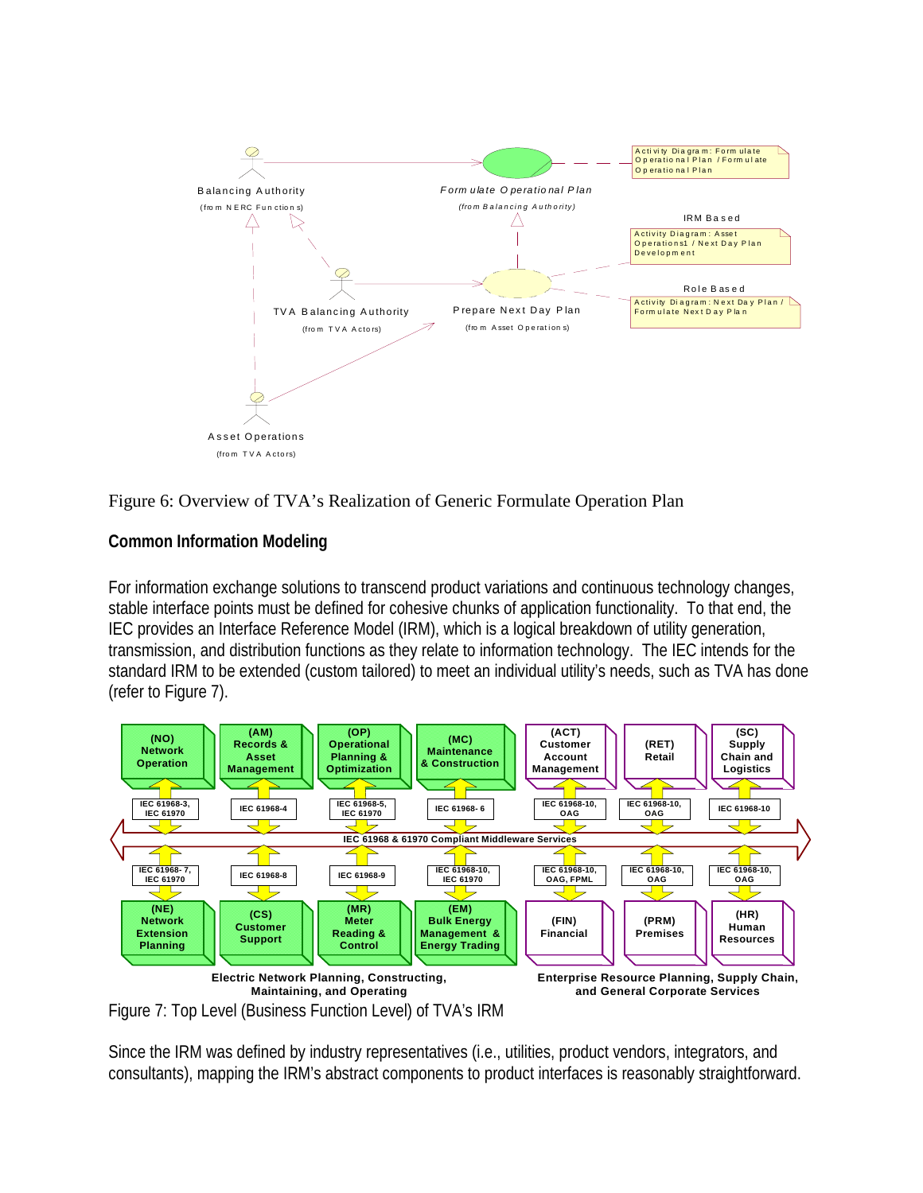Figure 6: Overview of TVA's Realization of Generic Formulate Operation Plan

### Common Information Modeling

For information exchange solutions to transcend product variations and continuous technology changes, stable interface points must be defined for cohesive chunks of application functionality. To that end, the IEC provides an Interface Reference Model (IRM), which is a logical breakdown of utility generation, transmission, and distribution functions as they relate to information technology. The IEC intends for the standard IRM to be extended (custom tailored) to meet an individual utility's needs, such as TVA has done (refer to Figure 7).

Figure 7: Top Level (Business Function Level) of TVA's IRM

Since the IRM was defined by industry representatives (i.e., utilities, product vendors, integrators, and consultants), mapping the IRM's abstract components to product interfaces is reasonably straightforward.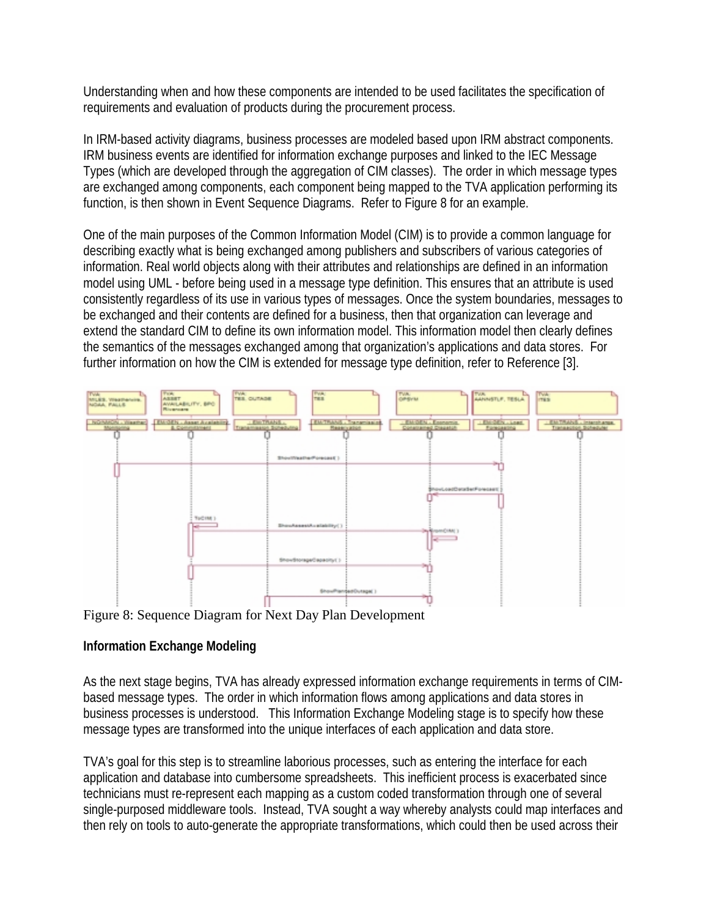Understanding when and how these components are intended to be used facilitates the specification of requirements and evaluation of products during the procurement process.

In IRM-based activity diagrams, business processes are modeled based upon IRM abstract components. IRM business events are identified for information exchange purposes and linked to the IEC Message Types (which are developed through the aggregation of CIM classes). The order in which message types are exchanged among components, each component being mapped to the TVA application performing its function, is then shown in Event Sequence Diagrams. Refer to Figure 8 for an example.

One of the main purposes of the Common Information Model (CIM) is to provide a common language for describing exactly what is being exchanged among publishers and subscribers of various categories of information. Real world objects along with their attributes and relationships are defined in an information model using UML - before being used in a message type definition. This ensures that an attribute is used consistently regardless of its use in various types of messages. Once the system boundaries, messages to be exchanged and their contents are defined for a business, then that organization can leverage and extend the standard CIM to define its own information model. This information model then clearly defines the semantics of the messages exchanged among that organization's applications and data stores. For further information on how the CIM is extended for message type definition, refer to Reference [3].

Figure 8: Sequence Diagram for Next Day Plan Development

**Information Exchange Modeling**

As the next stage begins, TVA has already expressed information exchange requirements in terms of CIM-based message types. The order in which information flows among applications and data stores in business processes is understood. This Information Exchange Modeling stage is to specify how these message types are transformed into the unique interfaces of each application and data store.

TVA's goal for this step is to streamline laborious processes, such as entering the interface for each application and database into cumbersome spreadsheets. This inefficient process is exacerbated since technicians must re-represent each mapping as a custom coded transformation through one of several single-purposed middleware tools. Instead, TVA sought a way whereby analysts could map interfaces and then rely on tools to auto-generate the appropriate transformations, which could then be used across their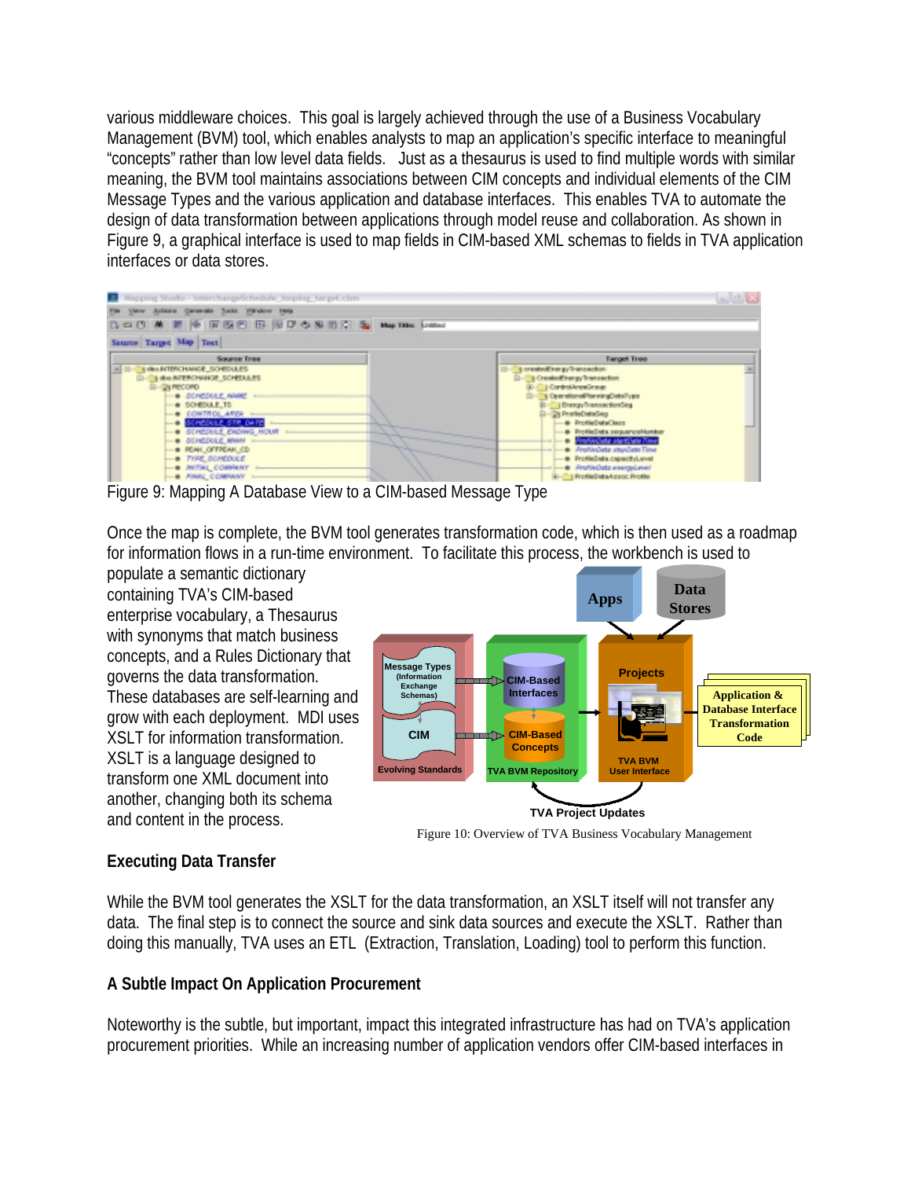various middleware choices. This goal is largely achieved through the use of a Business Vocabulary Management (BVM) tool, which enables analysts to map an application's specific interface to meaningful "concepts" rather than low level data fields. Just as a thesaurus is used to find multiple words with similar meaning, the BVM tool maintains associations between CIM concepts and individual elements of the CIM Message Types and the various application and database interfaces. This enables TVA to automate the design of data transformation between applications through model reuse and collaboration. As shown in Figure 9, a graphical interface is used to map fields in CIM-based XML schemas to fields in TVA application interfaces or data stores.

Figure 9: Mapping A Database View to a CIM-based Message Type

Once the map is complete, the BVM tool generates transformation code, which is then used as a roadmap for information flows in a run-time environment. To facilitate this process, the workbench is used to populate a semantic dictionary containing TVA's CIM-based enterprise vocabulary, a Thesaurus with synonyms that match business concepts, and a Rules Dictionary that governs the data transformation. These databases are self-learning and grow with each deployment. MDI uses XSLT for information transformation. XSLT is a language designed to transform one XML document into another, changing both its schema and content in the process.

Figure 10: Overview of TVA Business Vocabulary Management

## Executing Data Transfer

While the BVM tool generates the XSLT for the data transformation, an XSLT itself will not transfer any data. The final step is to connect the source and sink data sources and execute the XSLT. Rather than doing this manually, TVA uses an ETL (Extraction, Translation, Loading) tool to perform this function.

## A Subtle Impact On Application Procurement

Noteworthy is the subtle, but important, impact this integrated infrastructure has had on TVA's application procurement priorities. While an increasing number of application vendors offer CIM-based interfaces in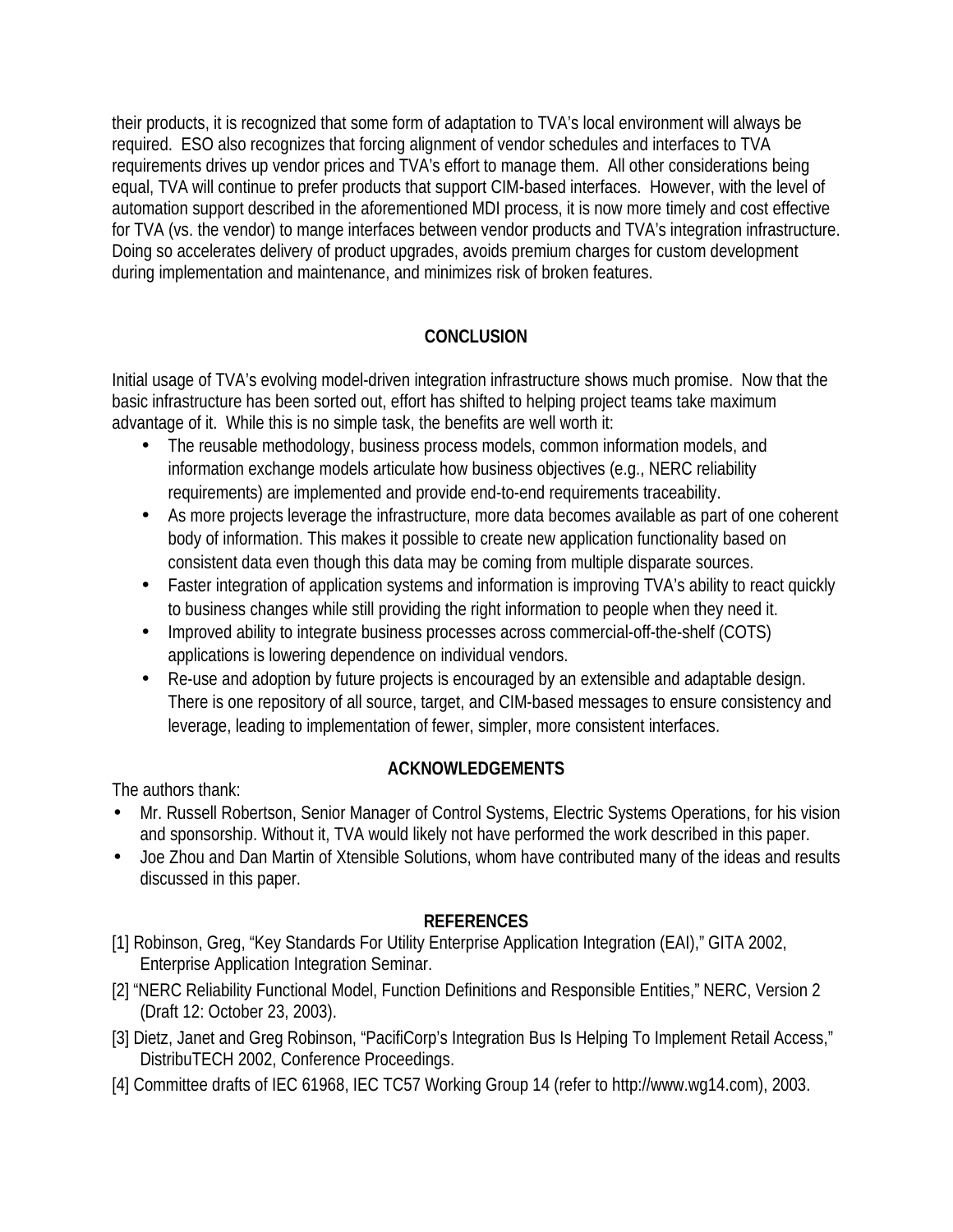their products, it is recognized that some form of adaptation to TVA's local environment will always be required. ESO also recognizes that forcing alignment of vendor schedules and interfaces to TVA requirements drives up vendor prices and TVA's effort to manage them. All other considerations being equal, TVA will continue to prefer products that support CIM-based interfaces. However, with the level of automation support described in the aforementioned MDI process, it is now more timely and cost effective for TVA (vs. the vendor) to mange interfaces between vendor products and TVA's integration infrastructure. Doing so accelerates delivery of product upgrades, avoids premium charges for custom development during implementation and maintenance, and minimizes risk of broken features.

## CONCLUSION

Initial usage of TVA's evolving model-driven integration infrastructure shows much promise. Now that the basic infrastructure has been sorted out, effort has shifted to helping project teams take maximum advantage of it. While this is no simple task, the benefits are well worth it:

- The reusable methodology, business process models, common information models, and information exchange models articulate how business objectives (e.g., NERC reliability requirements) are implemented and provide end-to-end requirements traceability.
- As more projects leverage the infrastructure, more data becomes available as part of one coherent body of information. This makes it possible to create new application functionality based on consistent data even though this data may be coming from multiple disparate sources.
- Faster integration of application systems and information is improving TVA's ability to react quickly to business changes while still providing the right information to people when they need it.
- Improved ability to integrate business processes across commercial-off-the-shelf (COTS) applications is lowering dependence on individual vendors.
- Re-use and adoption by future projects is encouraged by an extensible and adaptable design. There is one repository of all source, target, and CIM-based messages to ensure consistency and leverage, leading to implementation of fewer, simpler, more consistent interfaces.

## ACKNOWLEDGEMENTS

The authors thank:

- Mr. Russell Robertson, Senior Manager of Control Systems, Electric Systems Operations, for his vision and sponsorship. Without it, TVA would likely not have performed the work described in this paper.
- Joe Zhou and Dan Martin of Xtensible Solutions, whom have contributed many of the ideas and results discussed in this paper.

## REFERENCES

[1] Robinson, Greg, "Key Standards For Utility Enterprise Application Integration (EAI)," GITA 2002, Enterprise Application Integration Seminar.

[2] "NERC Reliability Functional Model, Function Definitions and Responsible Entities," NERC, Version 2 (Draft 12: October 23, 2003).

[3] Dietz, Janet and Greg Robinson, "PacifiCorp's Integration Bus Is Helping To Implement Retail Access," DistribuTECH 2002, Conference Proceedings.

[4] Committee drafts of IEC 61968, IEC TC57 Working Group 14 (refer to http://www.wg14.com), 2003.